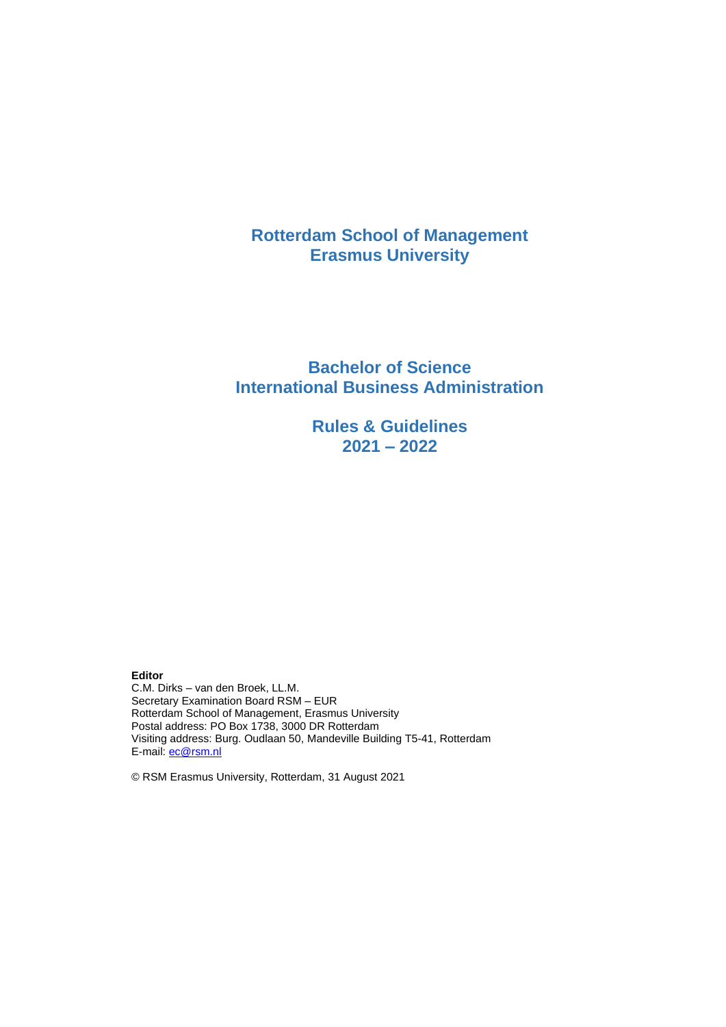# Rotterdam School of Management
# Erasmus University

## Bachelor of Science
## International Business Administration

## Rules & Guidelines
## 2021 – 2022

**Editor**
C.M. Dirks – van den Broek, LL.M.
Secretary Examination Board RSM – EUR
Rotterdam School of Management, Erasmus University
Postal address: PO Box 1738, 3000 DR Rotterdam
Visiting address: Burg. Oudlaan 50, Mandeville Building T5-41, Rotterdam
E-mail: ec@rsm.nl

© RSM Erasmus University, Rotterdam, 31 August 2021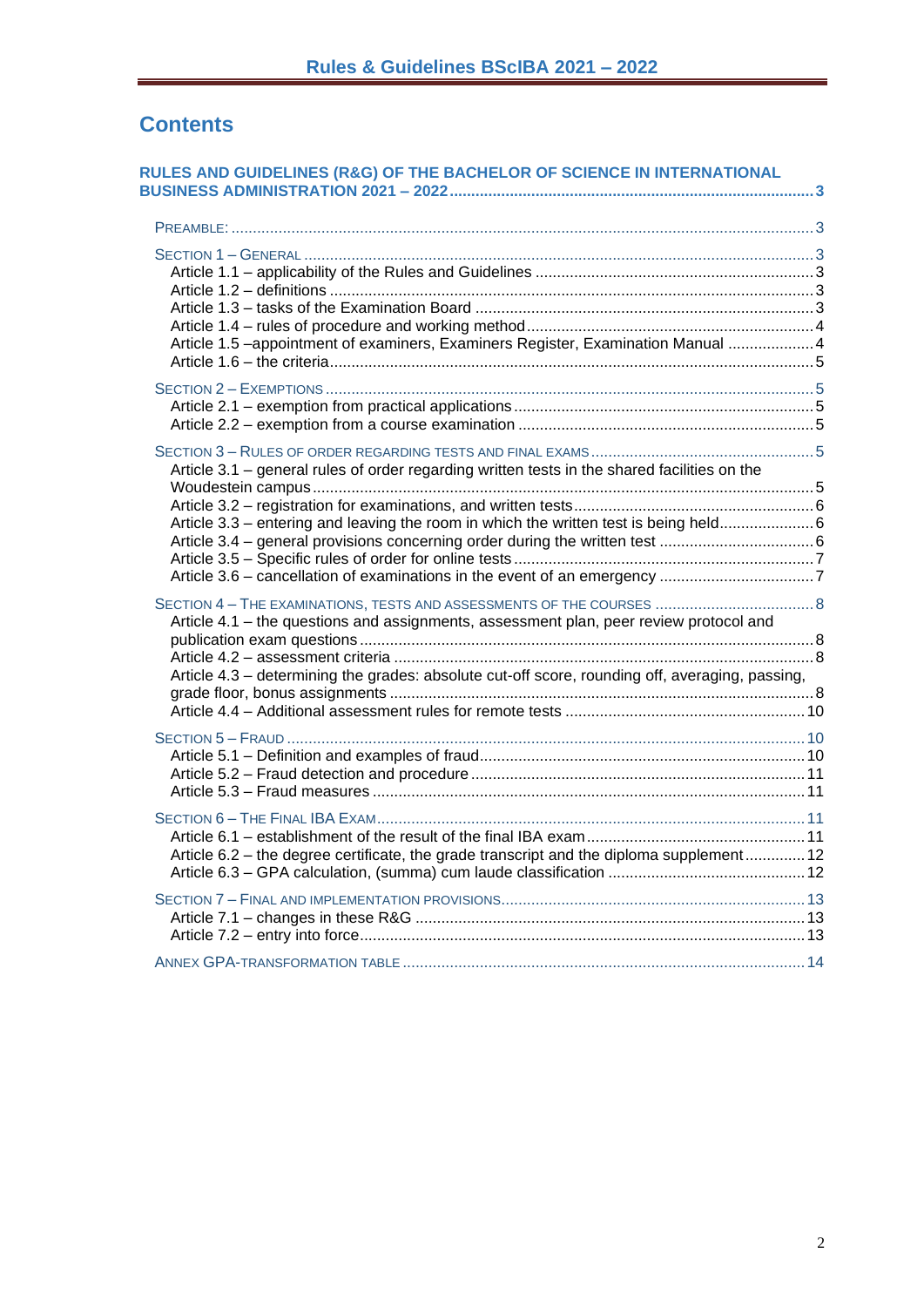# Contents

**RULES AND GUIDELINES (R&G) OF THE BACHELOR OF SCIENCE IN INTERNATIONAL BUSINESS ADMINISTRATION 2021 – 2022** ..... 3

PREAMBLE: ..... 3

SECTION 1 – GENERAL ..... 3
- Article 1.1 – applicability of the Rules and Guidelines ..... 3
- Article 1.2 – definitions ..... 3
- Article 1.3 – tasks of the Examination Board ..... 3
- Article 1.4 – rules of procedure and working method ..... 4
- Article 1.5 –appointment of examiners, Examiners Register, Examination Manual ..... 4
- Article 1.6 – the criteria ..... 5

SECTION 2 – EXEMPTIONS ..... 5
- Article 2.1 – exemption from practical applications ..... 5
- Article 2.2 – exemption from a course examination ..... 5

SECTION 3 – RULES OF ORDER REGARDING TESTS AND FINAL EXAMS ..... 5
- Article 3.1 – general rules of order regarding written tests in the shared facilities on the Woudestein campus ..... 5
- Article 3.2 – registration for examinations, and written tests ..... 6
- Article 3.3 – entering and leaving the room in which the written test is being held ..... 6
- Article 3.4 – general provisions concerning order during the written test ..... 6
- Article 3.5 – Specific rules of order for online tests ..... 7
- Article 3.6 – cancellation of examinations in the event of an emergency ..... 7

SECTION 4 – THE EXAMINATIONS, TESTS AND ASSESSMENTS OF THE COURSES ..... 8
- Article 4.1 – the questions and assignments, assessment plan, peer review protocol and publication exam questions ..... 8
- Article 4.2 – assessment criteria ..... 8
- Article 4.3 – determining the grades: absolute cut-off score, rounding off, averaging, passing, grade floor, bonus assignments ..... 8
- Article 4.4 – Additional assessment rules for remote tests ..... 10

SECTION 5 – FRAUD ..... 10
- Article 5.1 – Definition and examples of fraud ..... 10
- Article 5.2 – Fraud detection and procedure ..... 11
- Article 5.3 – Fraud measures ..... 11

SECTION 6 – THE FINAL IBA EXAM ..... 11
- Article 6.1 – establishment of the result of the final IBA exam ..... 11
- Article 6.2 – the degree certificate, the grade transcript and the diploma supplement ..... 12
- Article 6.3 – GPA calculation, (summa) cum laude classification ..... 12

SECTION 7 – FINAL AND IMPLEMENTATION PROVISIONS ..... 13
- Article 7.1 – changes in these R&G ..... 13
- Article 7.2 – entry into force ..... 13

ANNEX GPA-TRANSFORMATION TABLE ..... 14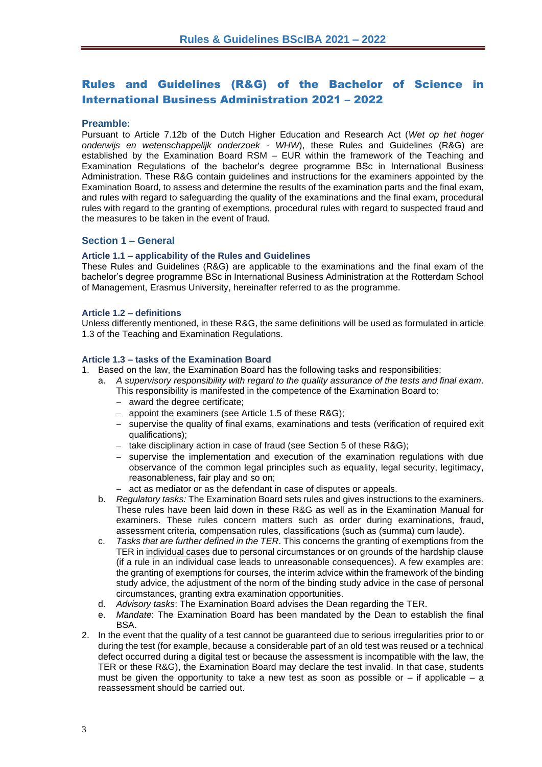# Rules and Guidelines (R&G) of the Bachelor of Science in International Business Administration 2021 – 2022

## Preamble:

Pursuant to Article 7.12b of the Dutch Higher Education and Research Act (*Wet op het hoger onderwijs en wetenschappelijk onderzoek - WHW*), these Rules and Guidelines (R&G) are established by the Examination Board RSM – EUR within the framework of the Teaching and Examination Regulations of the bachelor's degree programme BSc in International Business Administration. These R&G contain guidelines and instructions for the examiners appointed by the Examination Board, to assess and determine the results of the examination parts and the final exam, and rules with regard to safeguarding the quality of the examinations and the final exam, procedural rules with regard to the granting of exemptions, procedural rules with regard to suspected fraud and the measures to be taken in the event of fraud.

## Section 1 – General

### Article 1.1 – applicability of the Rules and Guidelines

These Rules and Guidelines (R&G) are applicable to the examinations and the final exam of the bachelor's degree programme BSc in International Business Administration at the Rotterdam School of Management, Erasmus University, hereinafter referred to as the programme.

### Article 1.2 – definitions

Unless differently mentioned, in these R&G, the same definitions will be used as formulated in article 1.3 of the Teaching and Examination Regulations.

### Article 1.3 – tasks of the Examination Board

1. Based on the law, the Examination Board has the following tasks and responsibilities:
   a. *A supervisory responsibility with regard to the quality assurance of the tests and final exam*. This responsibility is manifested in the competence of the Examination Board to:
      - award the degree certificate;
      - appoint the examiners (see Article 1.5 of these R&G);
      - supervise the quality of final exams, examinations and tests (verification of required exit qualifications);
      - take disciplinary action in case of fraud (see Section 5 of these R&G);
      - supervise the implementation and execution of the examination regulations with due observance of the common legal principles such as equality, legal security, legitimacy, reasonableness, fair play and so on;
      - act as mediator or as the defendant in case of disputes or appeals.

   b. *Regulatory tasks:* The Examination Board sets rules and gives instructions to the examiners. These rules have been laid down in these R&G as well as in the Examination Manual for examiners. These rules concern matters such as order during examinations, fraud, assessment criteria, compensation rules, classifications (such as (summa) cum laude).

   c. *Tasks that are further defined in the TER*. This concerns the granting of exemptions from the TER in <u>individual cases</u> due to personal circumstances or on grounds of the hardship clause (if a rule in an individual case leads to unreasonable consequences). A few examples are: the granting of exemptions for courses, the interim advice within the framework of the binding study advice, the adjustment of the norm of the binding study advice in the case of personal circumstances, granting extra examination opportunities.

   d. *Advisory tasks*: The Examination Board advises the Dean regarding the TER.

   e. *Mandate*: The Examination Board has been mandated by the Dean to establish the final BSA.

2. In the event that the quality of a test cannot be guaranteed due to serious irregularities prior to or during the test (for example, because a considerable part of an old test was reused or a technical defect occurred during a digital test or because the assessment is incompatible with the law, the TER or these R&G), the Examination Board may declare the test invalid. In that case, students must be given the opportunity to take a new test as soon as possible or – if applicable – a reassessment should be carried out.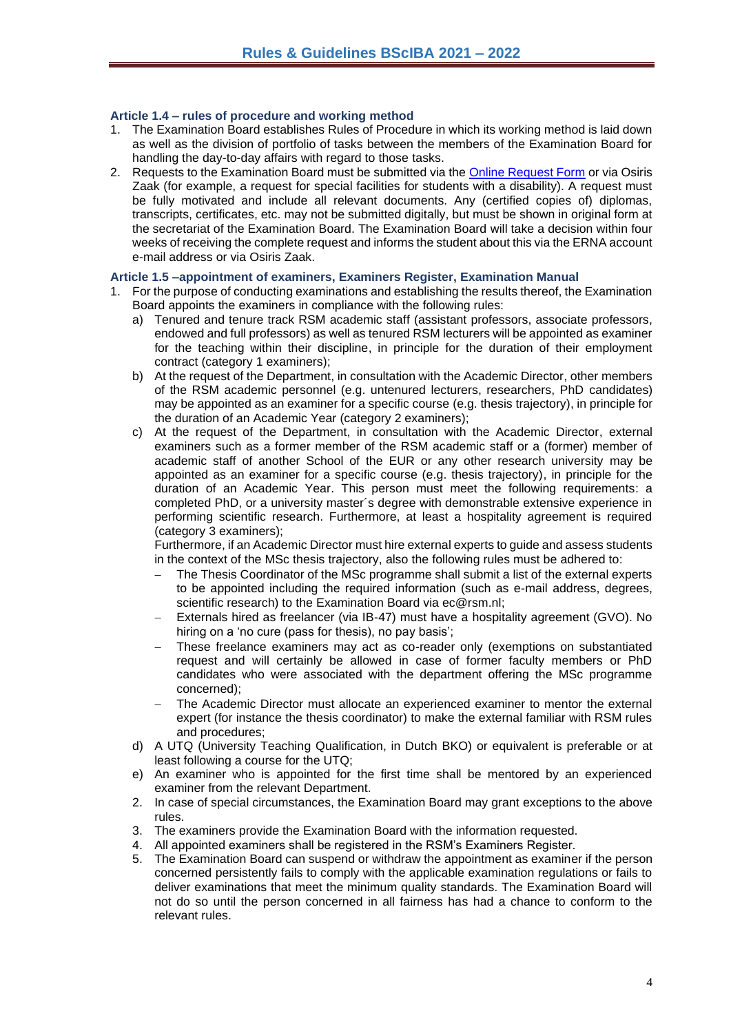### Article 1.4 – rules of procedure and working method

1. The Examination Board establishes Rules of Procedure in which its working method is laid down as well as the division of portfolio of tasks between the members of the Examination Board for handling the day-to-day affairs with regard to those tasks.
2. Requests to the Examination Board must be submitted via the [Online Request Form]() or via Osiris Zaak (for example, a request for special facilities for students with a disability). A request must be fully motivated and include all relevant documents. Any (certified copies of) diplomas, transcripts, certificates, etc. may not be submitted digitally, but must be shown in original form at the secretariat of the Examination Board. The Examination Board will take a decision within four weeks of receiving the complete request and informs the student about this via the ERNA account e-mail address or via Osiris Zaak.

### Article 1.5 –appointment of examiners, Examiners Register, Examination Manual

1. For the purpose of conducting examinations and establishing the results thereof, the Examination Board appoints the examiners in compliance with the following rules:
   a) Tenured and tenure track RSM academic staff (assistant professors, associate professors, endowed and full professors) as well as tenured RSM lecturers will be appointed as examiner for the teaching within their discipline, in principle for the duration of their employment contract (category 1 examiners);
   b) At the request of the Department, in consultation with the Academic Director, other members of the RSM academic personnel (e.g. untenured lecturers, researchers, PhD candidates) may be appointed as an examiner for a specific course (e.g. thesis trajectory), in principle for the duration of an Academic Year (category 2 examiners);
   c) At the request of the Department, in consultation with the Academic Director, external examiners such as a former member of the RSM academic staff or a (former) member of academic staff of another School of the EUR or any other research university may be appointed as an examiner for a specific course (e.g. thesis trajectory), in principle for the duration of an Academic Year. This person must meet the following requirements: a completed PhD, or a university master´s degree with demonstrable extensive experience in performing scientific research. Furthermore, at least a hospitality agreement is required (category 3 examiners);
      Furthermore, if an Academic Director must hire external experts to guide and assess students in the context of the MSc thesis trajectory, also the following rules must be adhered to:
      - The Thesis Coordinator of the MSc programme shall submit a list of the external experts to be appointed including the required information (such as e-mail address, degrees, scientific research) to the Examination Board via ec@rsm.nl;
      - Externals hired as freelancer (via IB-47) must have a hospitality agreement (GVO). No hiring on a 'no cure (pass for thesis), no pay basis';
      - These freelance examiners may act as co-reader only (exemptions on substantiated request and will certainly be allowed in case of former faculty members or PhD candidates who were associated with the department offering the MSc programme concerned);
      - The Academic Director must allocate an experienced examiner to mentor the external expert (for instance the thesis coordinator) to make the external familiar with RSM rules and procedures;
   d) A UTQ (University Teaching Qualification, in Dutch BKO) or equivalent is preferable or at least following a course for the UTQ;
   e) An examiner who is appointed for the first time shall be mentored by an experienced examiner from the relevant Department.
2. In case of special circumstances, the Examination Board may grant exceptions to the above rules.
3. The examiners provide the Examination Board with the information requested.
4. All appointed examiners shall be registered in the RSM's Examiners Register.
5. The Examination Board can suspend or withdraw the appointment as examiner if the person concerned persistently fails to comply with the applicable examination regulations or fails to deliver examinations that meet the minimum quality standards. The Examination Board will not do so until the person concerned in all fairness has had a chance to conform to the relevant rules.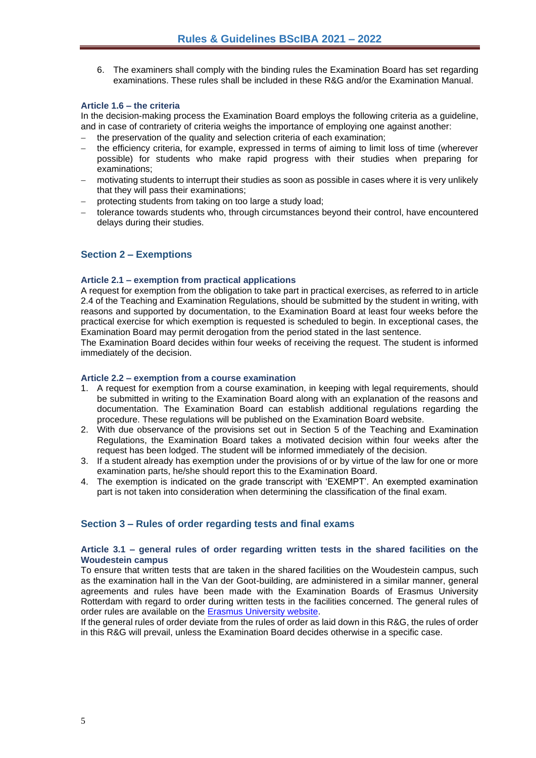6. The examiners shall comply with the binding rules the Examination Board has set regarding examinations. These rules shall be included in these R&G and/or the Examination Manual.

### Article 1.6 – the criteria

In the decision-making process the Examination Board employs the following criteria as a guideline, and in case of contrariety of criteria weighs the importance of employing one against another:

- the preservation of the quality and selection criteria of each examination;
- the efficiency criteria, for example, expressed in terms of aiming to limit loss of time (wherever possible) for students who make rapid progress with their studies when preparing for examinations;
- motivating students to interrupt their studies as soon as possible in cases where it is very unlikely that they will pass their examinations;
- protecting students from taking on too large a study load;
- tolerance towards students who, through circumstances beyond their control, have encountered delays during their studies.

## Section 2 – Exemptions

### Article 2.1 – exemption from practical applications

A request for exemption from the obligation to take part in practical exercises, as referred to in article 2.4 of the Teaching and Examination Regulations, should be submitted by the student in writing, with reasons and supported by documentation, to the Examination Board at least four weeks before the practical exercise for which exemption is requested is scheduled to begin. In exceptional cases, the Examination Board may permit derogation from the period stated in the last sentence.

The Examination Board decides within four weeks of receiving the request. The student is informed immediately of the decision.

### Article 2.2 – exemption from a course examination

1. A request for exemption from a course examination, in keeping with legal requirements, should be submitted in writing to the Examination Board along with an explanation of the reasons and documentation. The Examination Board can establish additional regulations regarding the procedure. These regulations will be published on the Examination Board website.
2. With due observance of the provisions set out in Section 5 of the Teaching and Examination Regulations, the Examination Board takes a motivated decision within four weeks after the request has been lodged. The student will be informed immediately of the decision.
3. If a student already has exemption under the provisions of or by virtue of the law for one or more examination parts, he/she should report this to the Examination Board.
4. The exemption is indicated on the grade transcript with 'EXEMPT'. An exempted examination part is not taken into consideration when determining the classification of the final exam.

## Section 3 – Rules of order regarding tests and final exams

### Article 3.1 – general rules of order regarding written tests in the shared facilities on the Woudestein campus

To ensure that written tests that are taken in the shared facilities on the Woudestein campus, such as the examination hall in the Van der Goot-building, are administered in a similar manner, general agreements and rules have been made with the Examination Boards of Erasmus University Rotterdam with regard to order during written tests in the facilities concerned. The general rules of order rules are available on the Erasmus University website.

If the general rules of order deviate from the rules of order as laid down in this R&G, the rules of order in this R&G will prevail, unless the Examination Board decides otherwise in a specific case.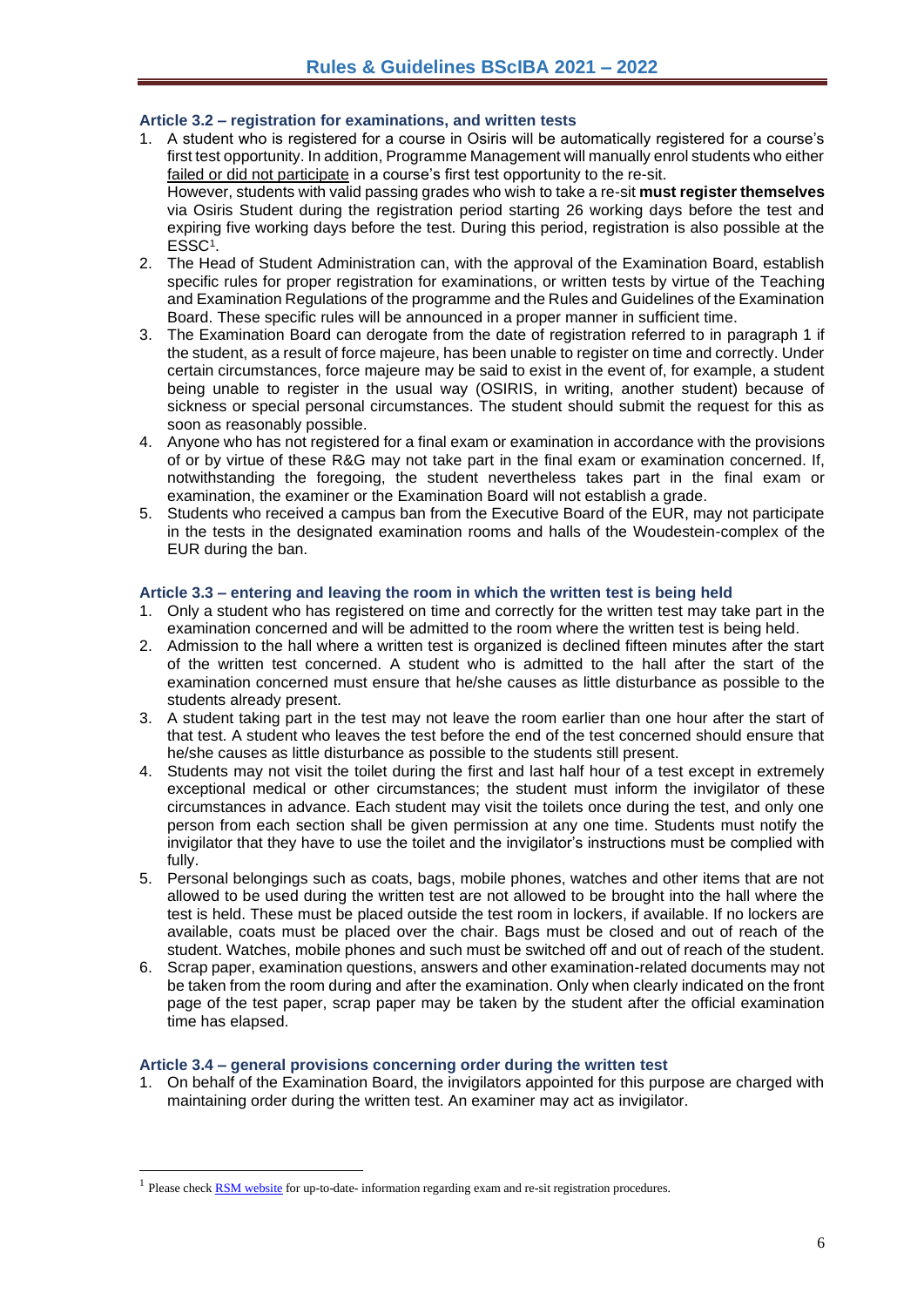### Article 3.2 – registration for examinations, and written tests

1. A student who is registered for a course in Osiris will be automatically registered for a course's first test opportunity. In addition, Programme Management will manually enrol students who either failed or did not participate in a course's first test opportunity to the re-sit.
   However, students with valid passing grades who wish to take a re-sit **must register themselves** via Osiris Student during the registration period starting 26 working days before the test and expiring five working days before the test. During this period, registration is also possible at the ESSC[1].
2. The Head of Student Administration can, with the approval of the Examination Board, establish specific rules for proper registration for examinations, or written tests by virtue of the Teaching and Examination Regulations of the programme and the Rules and Guidelines of the Examination Board. These specific rules will be announced in a proper manner in sufficient time.
3. The Examination Board can derogate from the date of registration referred to in paragraph 1 if the student, as a result of force majeure, has been unable to register on time and correctly. Under certain circumstances, force majeure may be said to exist in the event of, for example, a student being unable to register in the usual way (OSIRIS, in writing, another student) because of sickness or special personal circumstances. The student should submit the request for this as soon as reasonably possible.
4. Anyone who has not registered for a final exam or examination in accordance with the provisions of or by virtue of these R&G may not take part in the final exam or examination concerned. If, notwithstanding the foregoing, the student nevertheless takes part in the final exam or examination, the examiner or the Examination Board will not establish a grade.
5. Students who received a campus ban from the Executive Board of the EUR, may not participate in the tests in the designated examination rooms and halls of the Woudestein-complex of the EUR during the ban.

### Article 3.3 – entering and leaving the room in which the written test is being held

1. Only a student who has registered on time and correctly for the written test may take part in the examination concerned and will be admitted to the room where the written test is being held.
2. Admission to the hall where a written test is organized is declined fifteen minutes after the start of the written test concerned. A student who is admitted to the hall after the start of the examination concerned must ensure that he/she causes as little disturbance as possible to the students already present.
3. A student taking part in the test may not leave the room earlier than one hour after the start of that test. A student who leaves the test before the end of the test concerned should ensure that he/she causes as little disturbance as possible to the students still present.
4. Students may not visit the toilet during the first and last half hour of a test except in extremely exceptional medical or other circumstances; the student must inform the invigilator of these circumstances in advance. Each student may visit the toilets once during the test, and only one person from each section shall be given permission at any one time. Students must notify the invigilator that they have to use the toilet and the invigilator's instructions must be complied with fully.
5. Personal belongings such as coats, bags, mobile phones, watches and other items that are not allowed to be used during the written test are not allowed to be brought into the hall where the test is held. These must be placed outside the test room in lockers, if available. If no lockers are available, coats must be placed over the chair. Bags must be closed and out of reach of the student. Watches, mobile phones and such must be switched off and out of reach of the student.
6. Scrap paper, examination questions, answers and other examination-related documents may not be taken from the room during and after the examination. Only when clearly indicated on the front page of the test paper, scrap paper may be taken by the student after the official examination time has elapsed.

### Article 3.4 – general provisions concerning order during the written test

1. On behalf of the Examination Board, the invigilators appointed for this purpose are charged with maintaining order during the written test. An examiner may act as invigilator.

---

[1] Please check [RSM website] for up-to-date- information regarding exam and re-sit registration procedures.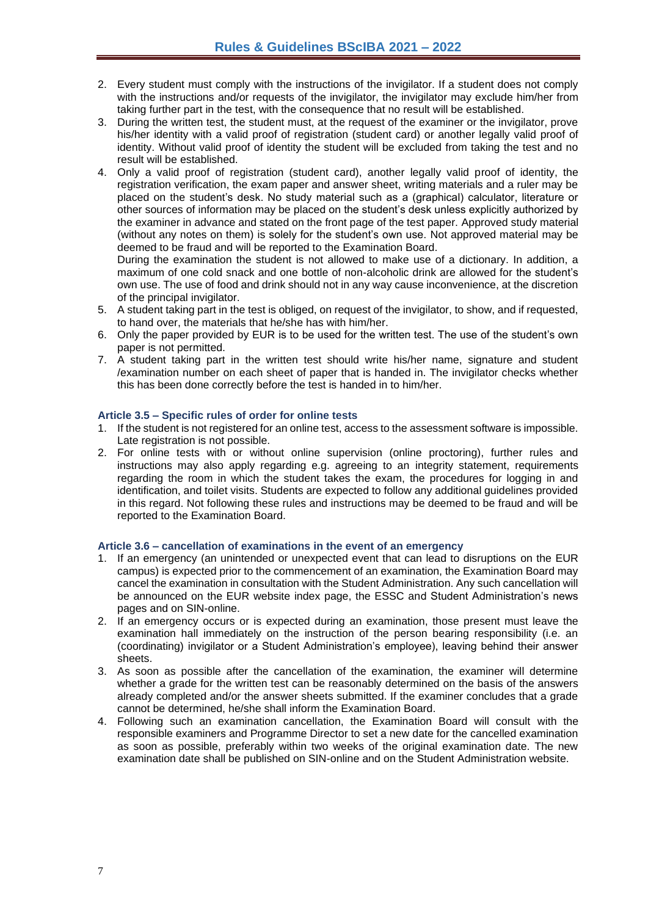2. Every student must comply with the instructions of the invigilator. If a student does not comply with the instructions and/or requests of the invigilator, the invigilator may exclude him/her from taking further part in the test, with the consequence that no result will be established.
3. During the written test, the student must, at the request of the examiner or the invigilator, prove his/her identity with a valid proof of registration (student card) or another legally valid proof of identity. Without valid proof of identity the student will be excluded from taking the test and no result will be established.
4. Only a valid proof of registration (student card), another legally valid proof of identity, the registration verification, the exam paper and answer sheet, writing materials and a ruler may be placed on the student's desk. No study material such as a (graphical) calculator, literature or other sources of information may be placed on the student's desk unless explicitly authorized by the examiner in advance and stated on the front page of the test paper. Approved study material (without any notes on them) is solely for the student's own use. Not approved material may be deemed to be fraud and will be reported to the Examination Board.
   During the examination the student is not allowed to make use of a dictionary. In addition, a maximum of one cold snack and one bottle of non-alcoholic drink are allowed for the student's own use. The use of food and drink should not in any way cause inconvenience, at the discretion of the principal invigilator.
5. A student taking part in the test is obliged, on request of the invigilator, to show, and if requested, to hand over, the materials that he/she has with him/her.
6. Only the paper provided by EUR is to be used for the written test. The use of the student's own paper is not permitted.
7. A student taking part in the written test should write his/her name, signature and student /examination number on each sheet of paper that is handed in. The invigilator checks whether this has been done correctly before the test is handed in to him/her.

### Article 3.5 – Specific rules of order for online tests

1. If the student is not registered for an online test, access to the assessment software is impossible. Late registration is not possible.
2. For online tests with or without online supervision (online proctoring), further rules and instructions may also apply regarding e.g. agreeing to an integrity statement, requirements regarding the room in which the student takes the exam, the procedures for logging in and identification, and toilet visits. Students are expected to follow any additional guidelines provided in this regard. Not following these rules and instructions may be deemed to be fraud and will be reported to the Examination Board.

### Article 3.6 – cancellation of examinations in the event of an emergency

1. If an emergency (an unintended or unexpected event that can lead to disruptions on the EUR campus) is expected prior to the commencement of an examination, the Examination Board may cancel the examination in consultation with the Student Administration. Any such cancellation will be announced on the EUR website index page, the ESSC and Student Administration's news pages and on SIN-online.
2. If an emergency occurs or is expected during an examination, those present must leave the examination hall immediately on the instruction of the person bearing responsibility (i.e. an (coordinating) invigilator or a Student Administration's employee), leaving behind their answer sheets.
3. As soon as possible after the cancellation of the examination, the examiner will determine whether a grade for the written test can be reasonably determined on the basis of the answers already completed and/or the answer sheets submitted. If the examiner concludes that a grade cannot be determined, he/she shall inform the Examination Board.
4. Following such an examination cancellation, the Examination Board will consult with the responsible examiners and Programme Director to set a new date for the cancelled examination as soon as possible, preferably within two weeks of the original examination date. The new examination date shall be published on SIN-online and on the Student Administration website.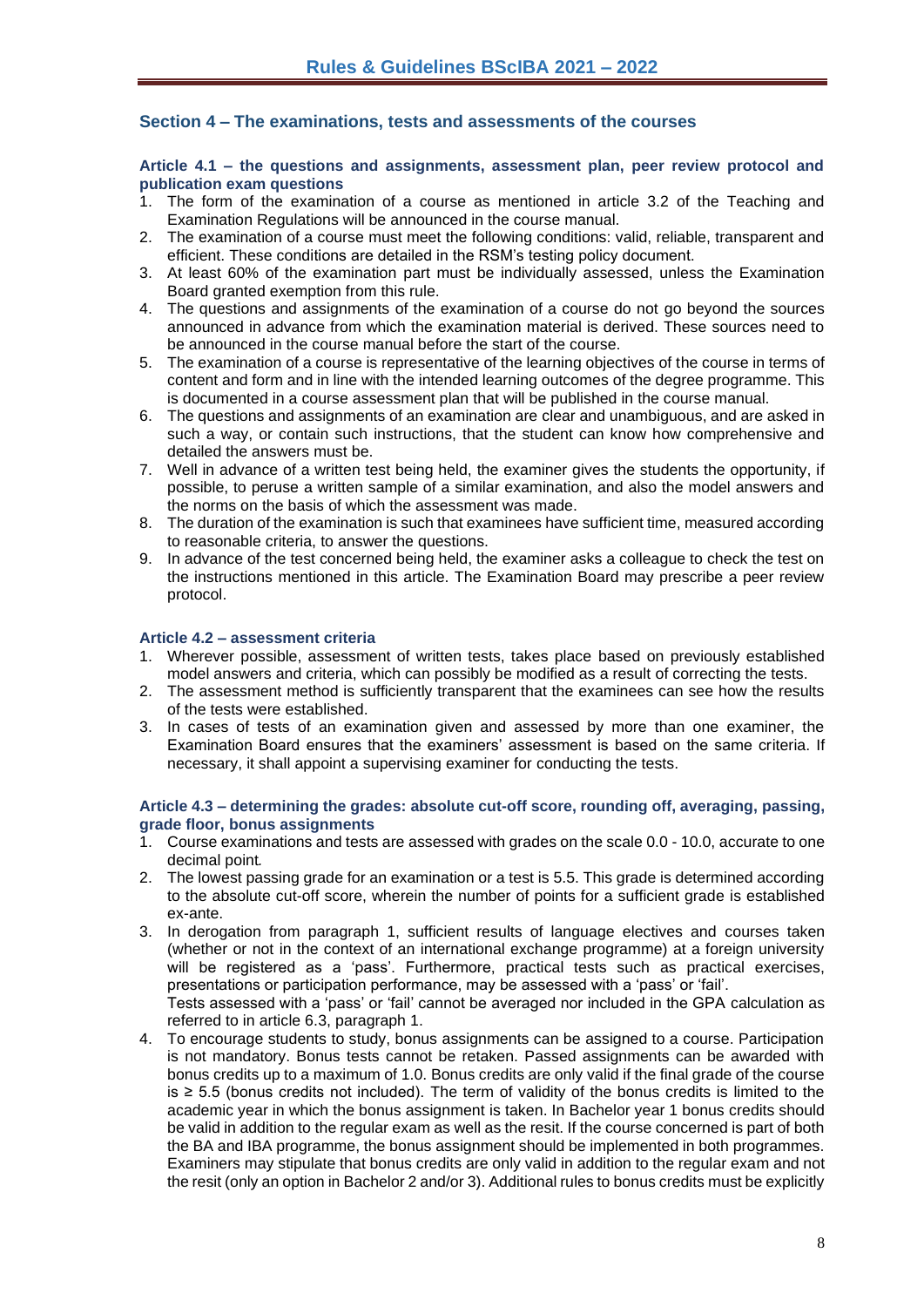## Section 4 – The examinations, tests and assessments of the courses

### Article 4.1 – the questions and assignments, assessment plan, peer review protocol and publication exam questions

1. The form of the examination of a course as mentioned in article 3.2 of the Teaching and Examination Regulations will be announced in the course manual.
2. The examination of a course must meet the following conditions: valid, reliable, transparent and efficient. These conditions are detailed in the RSM's testing policy document.
3. At least 60% of the examination part must be individually assessed, unless the Examination Board granted exemption from this rule.
4. The questions and assignments of the examination of a course do not go beyond the sources announced in advance from which the examination material is derived. These sources need to be announced in the course manual before the start of the course.
5. The examination of a course is representative of the learning objectives of the course in terms of content and form and in line with the intended learning outcomes of the degree programme. This is documented in a course assessment plan that will be published in the course manual.
6. The questions and assignments of an examination are clear and unambiguous, and are asked in such a way, or contain such instructions, that the student can know how comprehensive and detailed the answers must be.
7. Well in advance of a written test being held, the examiner gives the students the opportunity, if possible, to peruse a written sample of a similar examination, and also the model answers and the norms on the basis of which the assessment was made.
8. The duration of the examination is such that examinees have sufficient time, measured according to reasonable criteria, to answer the questions.
9. In advance of the test concerned being held, the examiner asks a colleague to check the test on the instructions mentioned in this article. The Examination Board may prescribe a peer review protocol.

### Article 4.2 – assessment criteria

1. Wherever possible, assessment of written tests, takes place based on previously established model answers and criteria, which can possibly be modified as a result of correcting the tests.
2. The assessment method is sufficiently transparent that the examinees can see how the results of the tests were established.
3. In cases of tests of an examination given and assessed by more than one examiner, the Examination Board ensures that the examiners' assessment is based on the same criteria. If necessary, it shall appoint a supervising examiner for conducting the tests.

### Article 4.3 – determining the grades: absolute cut-off score, rounding off, averaging, passing, grade floor, bonus assignments

1. Course examinations and tests are assessed with grades on the scale 0.0 - 10.0, accurate to one decimal point*.*
2. The lowest passing grade for an examination or a test is 5.5. This grade is determined according to the absolute cut-off score, wherein the number of points for a sufficient grade is established ex-ante.
3. In derogation from paragraph 1, sufficient results of language electives and courses taken (whether or not in the context of an international exchange programme) at a foreign university will be registered as a 'pass'. Furthermore, practical tests such as practical exercises, presentations or participation performance, may be assessed with a 'pass' or 'fail'.
   Tests assessed with a 'pass' or 'fail' cannot be averaged nor included in the GPA calculation as referred to in article 6.3, paragraph 1.
4. To encourage students to study, bonus assignments can be assigned to a course. Participation is not mandatory. Bonus tests cannot be retaken. Passed assignments can be awarded with bonus credits up to a maximum of 1.0. Bonus credits are only valid if the final grade of the course is ≥ 5.5 (bonus credits not included). The term of validity of the bonus credits is limited to the academic year in which the bonus assignment is taken. In Bachelor year 1 bonus credits should be valid in addition to the regular exam as well as the resit. If the course concerned is part of both the BA and IBA programme, the bonus assignment should be implemented in both programmes. Examiners may stipulate that bonus credits are only valid in addition to the regular exam and not the resit (only an option in Bachelor 2 and/or 3). Additional rules to bonus credits must be explicitly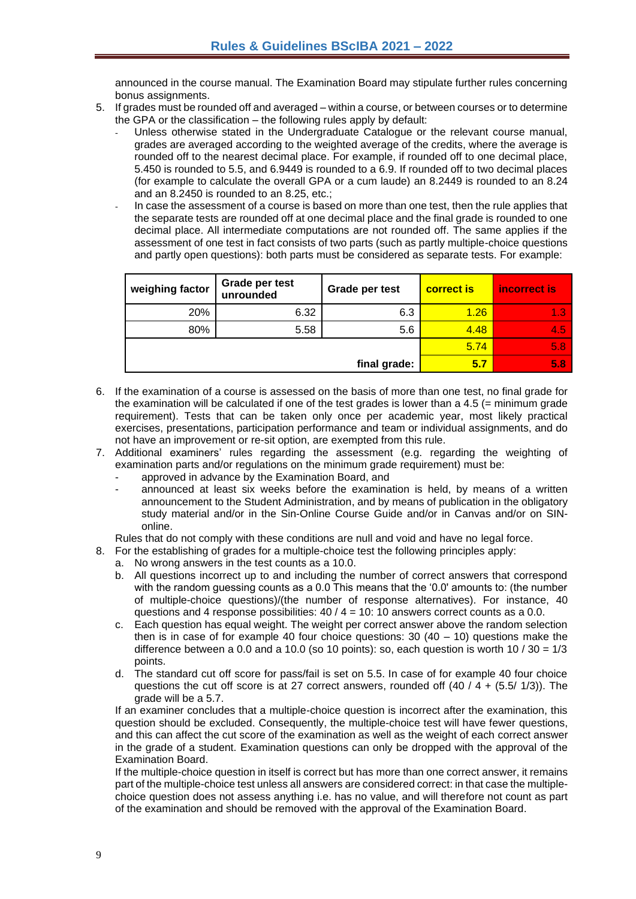announced in the course manual. The Examination Board may stipulate further rules concerning bonus assignments.

5. If grades must be rounded off and averaged – within a course, or between courses or to determine the GPA or the classification – the following rules apply by default:
   - Unless otherwise stated in the Undergraduate Catalogue or the relevant course manual, grades are averaged according to the weighted average of the credits, where the average is rounded off to the nearest decimal place. For example, if rounded off to one decimal place, 5.450 is rounded to 5.5, and 6.9449 is rounded to a 6.9. If rounded off to two decimal places (for example to calculate the overall GPA or a cum laude) an 8.2449 is rounded to an 8.24 and an 8.2450 is rounded to an 8.25, etc.;
   - In case the assessment of a course is based on more than one test, then the rule applies that the separate tests are rounded off at one decimal place and the final grade is rounded to one decimal place. All intermediate computations are not rounded off. The same applies if the assessment of one test in fact consists of two parts (such as partly multiple-choice questions and partly open questions): both parts must be considered as separate tests. For example:

| weighing factor | Grade per test unrounded | Grade per test | correct is | incorrect is |
|---|---|---|---|---|
| 20% | 6.32 | 6.3 | 1.26 | 1.3 |
| 80% | 5.58 | 5.6 | 4.48 | 4.5 |
| | | | 5.74 | 5.8 |
| | | final grade: | 5.7 | 5.8 |

6. If the examination of a course is assessed on the basis of more than one test, no final grade for the examination will be calculated if one of the test grades is lower than a 4.5 (= minimum grade requirement). Tests that can be taken only once per academic year, most likely practical exercises, presentations, participation performance and team or individual assignments, and do not have an improvement or re-sit option, are exempted from this rule.
7. Additional examiners' rules regarding the assessment (e.g. regarding the weighting of examination parts and/or regulations on the minimum grade requirement) must be:
   - approved in advance by the Examination Board, and
   - announced at least six weeks before the examination is held, by means of a written announcement to the Student Administration, and by means of publication in the obligatory study material and/or in the Sin-Online Course Guide and/or in Canvas and/or on SIN-online.

   Rules that do not comply with these conditions are null and void and have no legal force.
8. For the establishing of grades for a multiple-choice test the following principles apply:
   a. No wrong answers in the test counts as a 10.0.
   b. All questions incorrect up to and including the number of correct answers that correspond with the random guessing counts as a 0.0 This means that the '0.0' amounts to: (the number of multiple-choice questions)/(the number of response alternatives). For instance, 40 questions and 4 response possibilities: 40 / 4 = 10: 10 answers correct counts as a 0.0.
   c. Each question has equal weight. The weight per correct answer above the random selection then is in case of for example 40 four choice questions: 30 (40 – 10) questions make the difference between a 0.0 and a 10.0 (so 10 points): so, each question is worth 10 / 30 = 1/3 points.
   d. The standard cut off score for pass/fail is set on 5.5. In case of for example 40 four choice questions the cut off score is at 27 correct answers, rounded off (40 / 4 + (5.5/ 1/3)). The grade will be a 5.7.

   If an examiner concludes that a multiple-choice question is incorrect after the examination, this question should be excluded. Consequently, the multiple-choice test will have fewer questions, and this can affect the cut score of the examination as well as the weight of each correct answer in the grade of a student. Examination questions can only be dropped with the approval of the Examination Board.

   If the multiple-choice question in itself is correct but has more than one correct answer, it remains part of the multiple-choice test unless all answers are considered correct: in that case the multiple-choice question does not assess anything i.e. has no value, and will therefore not count as part of the examination and should be removed with the approval of the Examination Board.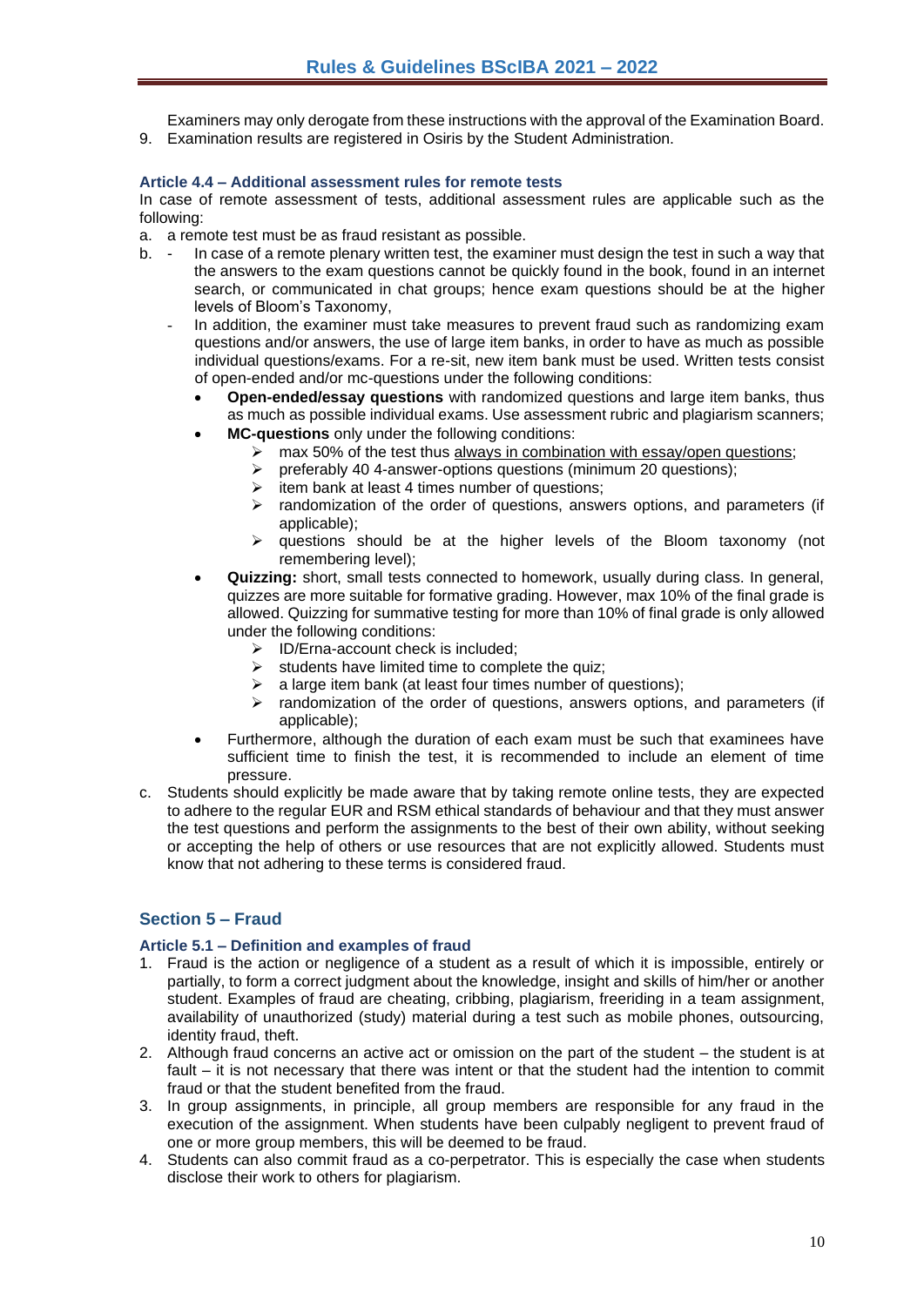Examiners may only derogate from these instructions with the approval of the Examination Board.

9. Examination results are registered in Osiris by the Student Administration.

### Article 4.4 – Additional assessment rules for remote tests

In case of remote assessment of tests, additional assessment rules are applicable such as the following:

a. a remote test must be as fraud resistant as possible.

b. - In case of a remote plenary written test, the examiner must design the test in such a way that the answers to the exam questions cannot be quickly found in the book, found in an internet search, or communicated in chat groups; hence exam questions should be at the higher levels of Bloom's Taxonomy,
   - In addition, the examiner must take measures to prevent fraud such as randomizing exam questions and/or answers, the use of large item banks, in order to have as much as possible individual questions/exams. For a re-sit, new item bank must be used. Written tests consist of open-ended and/or mc-questions under the following conditions:
     - **Open-ended/essay questions** with randomized questions and large item banks, thus as much as possible individual exams. Use assessment rubric and plagiarism scanners;
     - **MC-questions** only under the following conditions:
       - max 50% of the test thus <u>always in combination with essay/open questions</u>;
       - preferably 40 4-answer-options questions (minimum 20 questions);
       - item bank at least 4 times number of questions;
       - randomization of the order of questions, answers options, and parameters (if applicable);
       - questions should be at the higher levels of the Bloom taxonomy (not remembering level);
     - **Quizzing:** short, small tests connected to homework, usually during class. In general, quizzes are more suitable for formative grading. However, max 10% of the final grade is allowed. Quizzing for summative testing for more than 10% of final grade is only allowed under the following conditions:
       - ID/Erna-account check is included;
       - students have limited time to complete the quiz;
       - a large item bank (at least four times number of questions);
       - randomization of the order of questions, answers options, and parameters (if applicable);
     - Furthermore, although the duration of each exam must be such that examinees have sufficient time to finish the test, it is recommended to include an element of time pressure.

c. Students should explicitly be made aware that by taking remote online tests, they are expected to adhere to the regular EUR and RSM ethical standards of behaviour and that they must answer the test questions and perform the assignments to the best of their own ability, without seeking or accepting the help of others or use resources that are not explicitly allowed. Students must know that not adhering to these terms is considered fraud.

## Section 5 – Fraud

### Article 5.1 – Definition and examples of fraud

1. Fraud is the action or negligence of a student as a result of which it is impossible, entirely or partially, to form a correct judgment about the knowledge, insight and skills of him/her or another student. Examples of fraud are cheating, cribbing, plagiarism, freeriding in a team assignment, availability of unauthorized (study) material during a test such as mobile phones, outsourcing, identity fraud, theft.
2. Although fraud concerns an active act or omission on the part of the student – the student is at fault – it is not necessary that there was intent or that the student had the intention to commit fraud or that the student benefited from the fraud.
3. In group assignments, in principle, all group members are responsible for any fraud in the execution of the assignment. When students have been culpably negligent to prevent fraud of one or more group members, this will be deemed to be fraud.
4. Students can also commit fraud as a co-perpetrator. This is especially the case when students disclose their work to others for plagiarism.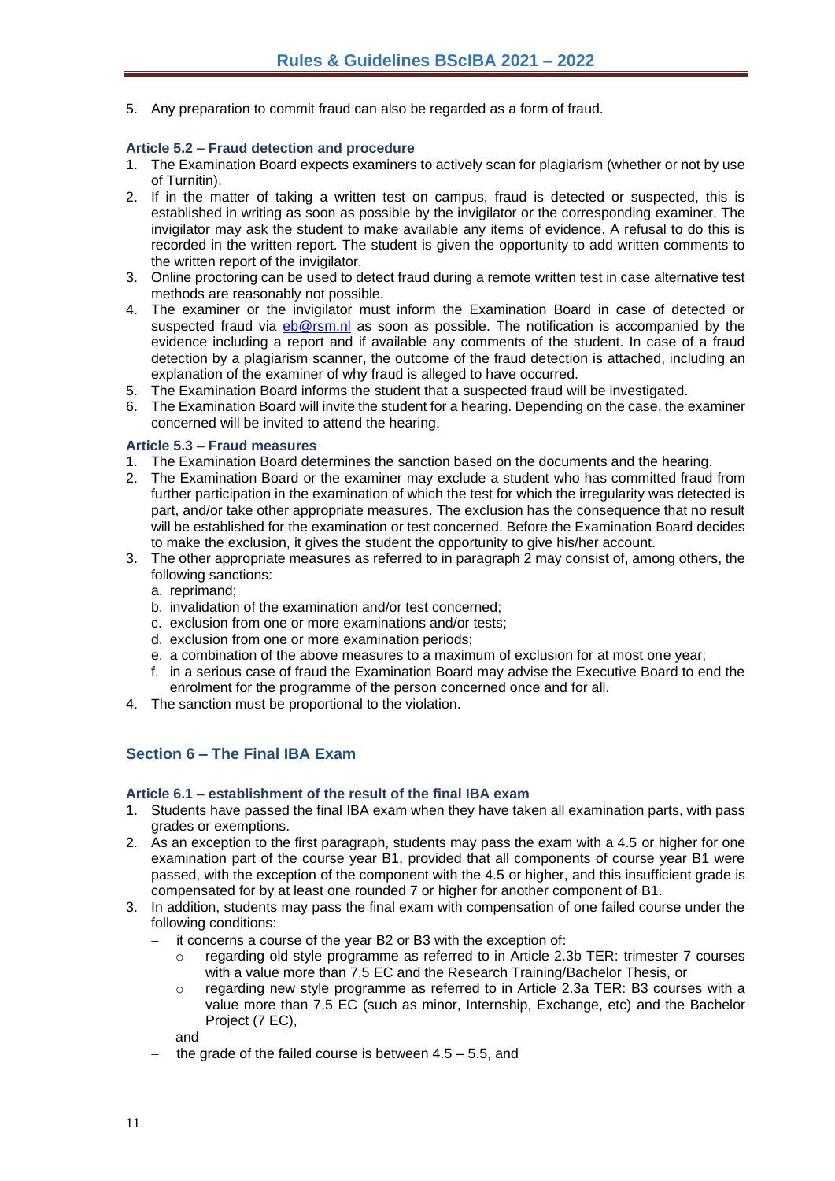5. Any preparation to commit fraud can also be regarded as a form of fraud.

### Article 5.2 – Fraud detection and procedure

1. The Examination Board expects examiners to actively scan for plagiarism (whether or not by use of Turnitin).
2. If in the matter of taking a written test on campus, fraud is detected or suspected, this is established in writing as soon as possible by the invigilator or the corresponding examiner. The invigilator may ask the student to make available any items of evidence. A refusal to do this is recorded in the written report. The student is given the opportunity to add written comments to the written report of the invigilator.
3. Online proctoring can be used to detect fraud during a remote written test in case alternative test methods are reasonably not possible.
4. The examiner or the invigilator must inform the Examination Board in case of detected or suspected fraud via eb@rsm.nl as soon as possible. The notification is accompanied by the evidence including a report and if available any comments of the student. In case of a fraud detection by a plagiarism scanner, the outcome of the fraud detection is attached, including an explanation of the examiner of why fraud is alleged to have occurred.
5. The Examination Board informs the student that a suspected fraud will be investigated.
6. The Examination Board will invite the student for a hearing. Depending on the case, the examiner concerned will be invited to attend the hearing.

### Article 5.3 – Fraud measures

1. The Examination Board determines the sanction based on the documents and the hearing.
2. The Examination Board or the examiner may exclude a student who has committed fraud from further participation in the examination of which the test for which the irregularity was detected is part, and/or take other appropriate measures. The exclusion has the consequence that no result will be established for the examination or test concerned. Before the Examination Board decides to make the exclusion, it gives the student the opportunity to give his/her account.
3. The other appropriate measures as referred to in paragraph 2 may consist of, among others, the following sanctions:
   a. reprimand;
   b. invalidation of the examination and/or test concerned;
   c. exclusion from one or more examinations and/or tests;
   d. exclusion from one or more examination periods;
   e. a combination of the above measures to a maximum of exclusion for at most one year;
   f. in a serious case of fraud the Examination Board may advise the Executive Board to end the enrolment for the programme of the person concerned once and for all.
4. The sanction must be proportional to the violation.

## Section 6 – The Final IBA Exam

### Article 6.1 – establishment of the result of the final IBA exam

1. Students have passed the final IBA exam when they have taken all examination parts, with pass grades or exemptions.
2. As an exception to the first paragraph, students may pass the exam with a 4.5 or higher for one examination part of the course year B1, provided that all components of course year B1 were passed, with the exception of the component with the 4.5 or higher, and this insufficient grade is compensated for by at least one rounded 7 or higher for another component of B1.
3. In addition, students may pass the final exam with compensation of one failed course under the following conditions:
   - it concerns a course of the year B2 or B3 with the exception of:
     - regarding old style programme as referred to in Article 2.3b TER: trimester 7 courses with a value more than 7,5 EC and the Research Training/Bachelor Thesis, or
     - regarding new style programme as referred to in Article 2.3a TER: B3 courses with a value more than 7,5 EC (such as minor, Internship, Exchange, etc) and the Bachelor Project (7 EC),

     and
   - the grade of the failed course is between 4.5 – 5.5, and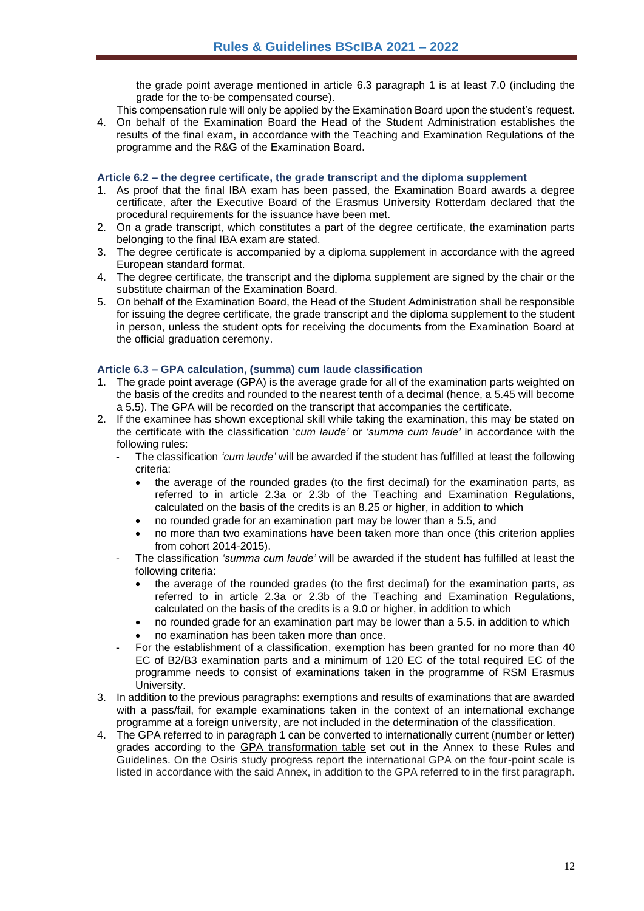- the grade point average mentioned in article 6.3 paragraph 1 is at least 7.0 (including the grade for the to-be compensated course).

This compensation rule will only be applied by the Examination Board upon the student's request.

4. On behalf of the Examination Board the Head of the Student Administration establishes the results of the final exam, in accordance with the Teaching and Examination Regulations of the programme and the R&G of the Examination Board.

### Article 6.2 – the degree certificate, the grade transcript and the diploma supplement

1. As proof that the final IBA exam has been passed, the Examination Board awards a degree certificate, after the Executive Board of the Erasmus University Rotterdam declared that the procedural requirements for the issuance have been met.
2. On a grade transcript, which constitutes a part of the degree certificate, the examination parts belonging to the final IBA exam are stated.
3. The degree certificate is accompanied by a diploma supplement in accordance with the agreed European standard format.
4. The degree certificate, the transcript and the diploma supplement are signed by the chair or the substitute chairman of the Examination Board.
5. On behalf of the Examination Board, the Head of the Student Administration shall be responsible for issuing the degree certificate, the grade transcript and the diploma supplement to the student in person, unless the student opts for receiving the documents from the Examination Board at the official graduation ceremony.

### Article 6.3 – GPA calculation, (summa) cum laude classification

1. The grade point average (GPA) is the average grade for all of the examination parts weighted on the basis of the credits and rounded to the nearest tenth of a decimal (hence, a 5.45 will become a 5.5). The GPA will be recorded on the transcript that accompanies the certificate.
2. If the examinee has shown exceptional skill while taking the examination, this may be stated on the certificate with the classification '*cum laude'* or *'summa cum laude'* in accordance with the following rules:
   - The classification *'cum laude'* will be awarded if the student has fulfilled at least the following criteria:
     - the average of the rounded grades (to the first decimal) for the examination parts, as referred to in article 2.3a or 2.3b of the Teaching and Examination Regulations, calculated on the basis of the credits is an 8.25 or higher, in addition to which
     - no rounded grade for an examination part may be lower than a 5.5, and
     - no more than two examinations have been taken more than once (this criterion applies from cohort 2014-2015).
   - The classification *'summa cum laude'* will be awarded if the student has fulfilled at least the following criteria:
     - the average of the rounded grades (to the first decimal) for the examination parts, as referred to in article 2.3a or 2.3b of the Teaching and Examination Regulations, calculated on the basis of the credits is a 9.0 or higher, in addition to which
     - no rounded grade for an examination part may be lower than a 5.5. in addition to which
     - no examination has been taken more than once.
   - For the establishment of a classification, exemption has been granted for no more than 40 EC of B2/B3 examination parts and a minimum of 120 EC of the total required EC of the programme needs to consist of examinations taken in the programme of RSM Erasmus University.
3. In addition to the previous paragraphs: exemptions and results of examinations that are awarded with a pass/fail, for example examinations taken in the context of an international exchange programme at a foreign university, are not included in the determination of the classification.
4. The GPA referred to in paragraph 1 can be converted to internationally current (number or letter) grades according to the GPA transformation table set out in the Annex to these Rules and Guidelines. On the Osiris study progress report the international GPA on the four-point scale is listed in accordance with the said Annex, in addition to the GPA referred to in the first paragraph.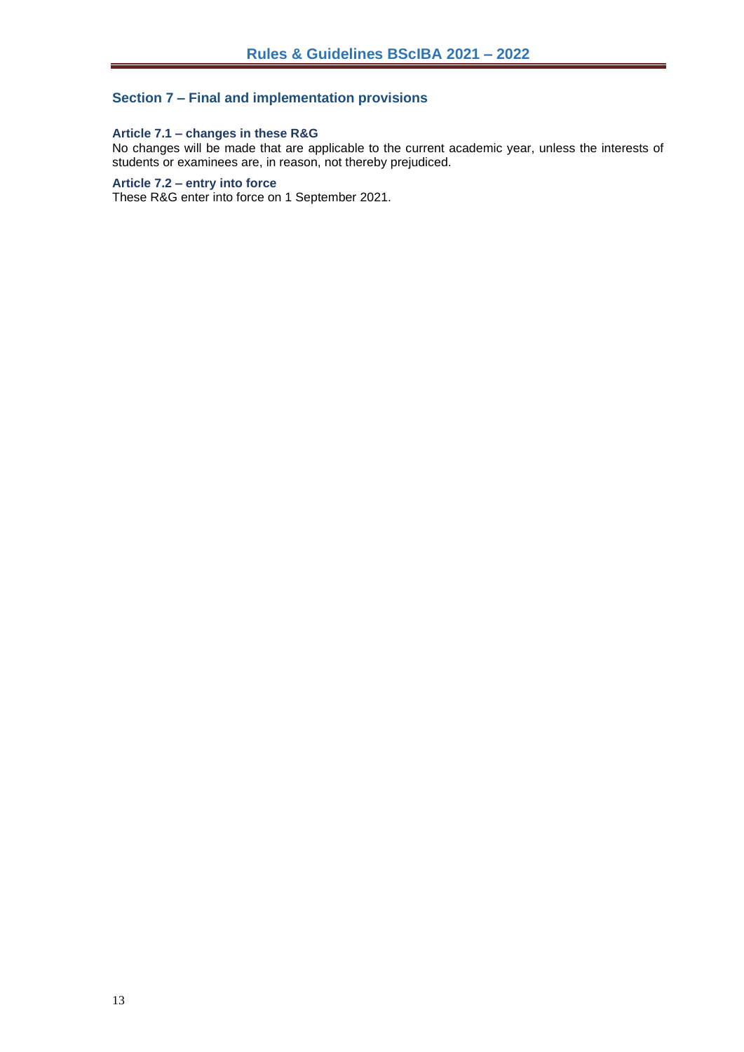## Section 7 – Final and implementation provisions

### Article 7.1 – changes in these R&G

No changes will be made that are applicable to the current academic year, unless the interests of students or examinees are, in reason, not thereby prejudiced.

### Article 7.2 – entry into force

These R&G enter into force on 1 September 2021.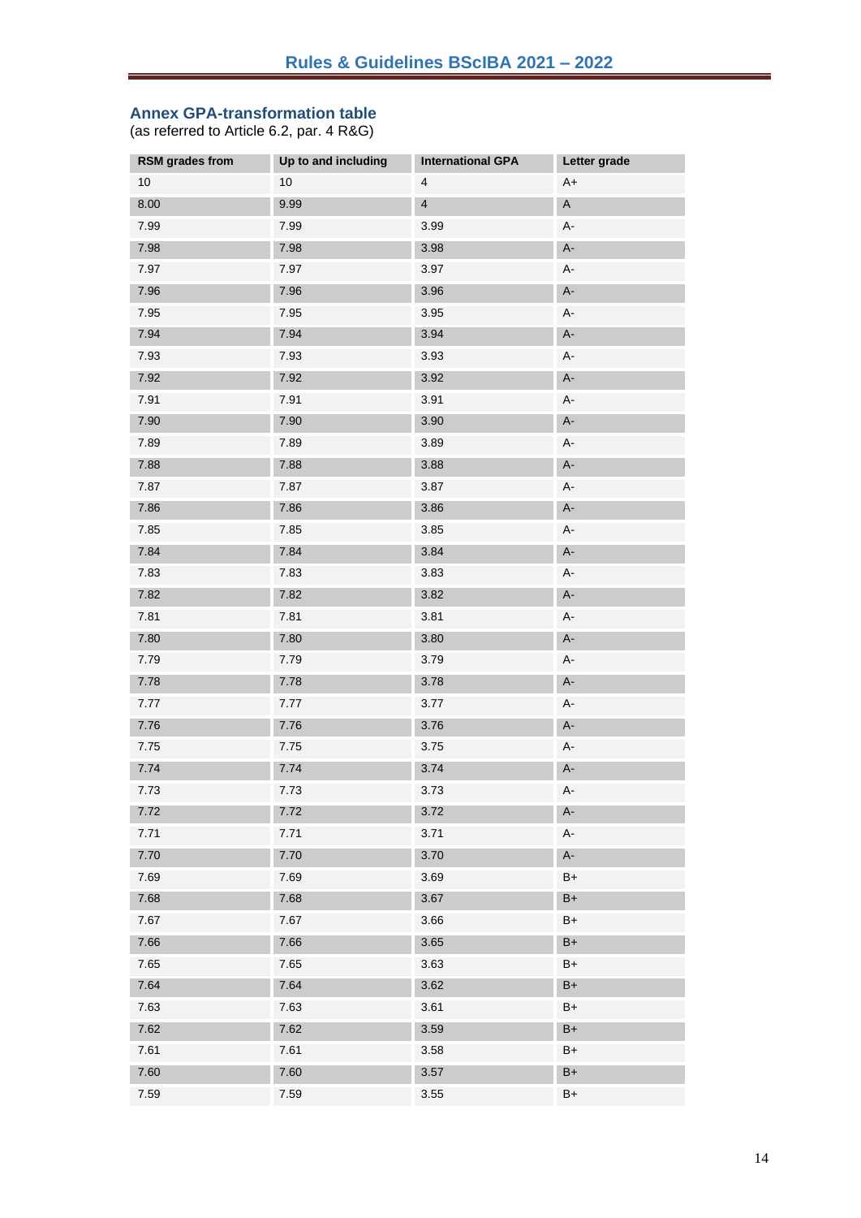## Annex GPA-transformation table

(as referred to Article 6.2, par. 4 R&G)

| RSM grades from | Up to and including | International GPA | Letter grade |
|---|---|---|---|
| 10 | 10 | 4 | A+ |
| 8.00 | 9.99 | 4 | A |
| 7.99 | 7.99 | 3.99 | A- |
| 7.98 | 7.98 | 3.98 | A- |
| 7.97 | 7.97 | 3.97 | A- |
| 7.96 | 7.96 | 3.96 | A- |
| 7.95 | 7.95 | 3.95 | A- |
| 7.94 | 7.94 | 3.94 | A- |
| 7.93 | 7.93 | 3.93 | A- |
| 7.92 | 7.92 | 3.92 | A- |
| 7.91 | 7.91 | 3.91 | A- |
| 7.90 | 7.90 | 3.90 | A- |
| 7.89 | 7.89 | 3.89 | A- |
| 7.88 | 7.88 | 3.88 | A- |
| 7.87 | 7.87 | 3.87 | A- |
| 7.86 | 7.86 | 3.86 | A- |
| 7.85 | 7.85 | 3.85 | A- |
| 7.84 | 7.84 | 3.84 | A- |
| 7.83 | 7.83 | 3.83 | A- |
| 7.82 | 7.82 | 3.82 | A- |
| 7.81 | 7.81 | 3.81 | A- |
| 7.80 | 7.80 | 3.80 | A- |
| 7.79 | 7.79 | 3.79 | A- |
| 7.78 | 7.78 | 3.78 | A- |
| 7.77 | 7.77 | 3.77 | A- |
| 7.76 | 7.76 | 3.76 | A- |
| 7.75 | 7.75 | 3.75 | A- |
| 7.74 | 7.74 | 3.74 | A- |
| 7.73 | 7.73 | 3.73 | A- |
| 7.72 | 7.72 | 3.72 | A- |
| 7.71 | 7.71 | 3.71 | A- |
| 7.70 | 7.70 | 3.70 | A- |
| 7.69 | 7.69 | 3.69 | B+ |
| 7.68 | 7.68 | 3.67 | B+ |
| 7.67 | 7.67 | 3.66 | B+ |
| 7.66 | 7.66 | 3.65 | B+ |
| 7.65 | 7.65 | 3.63 | B+ |
| 7.64 | 7.64 | 3.62 | B+ |
| 7.63 | 7.63 | 3.61 | B+ |
| 7.62 | 7.62 | 3.59 | B+ |
| 7.61 | 7.61 | 3.58 | B+ |
| 7.60 | 7.60 | 3.57 | B+ |
| 7.59 | 7.59 | 3.55 | B+ |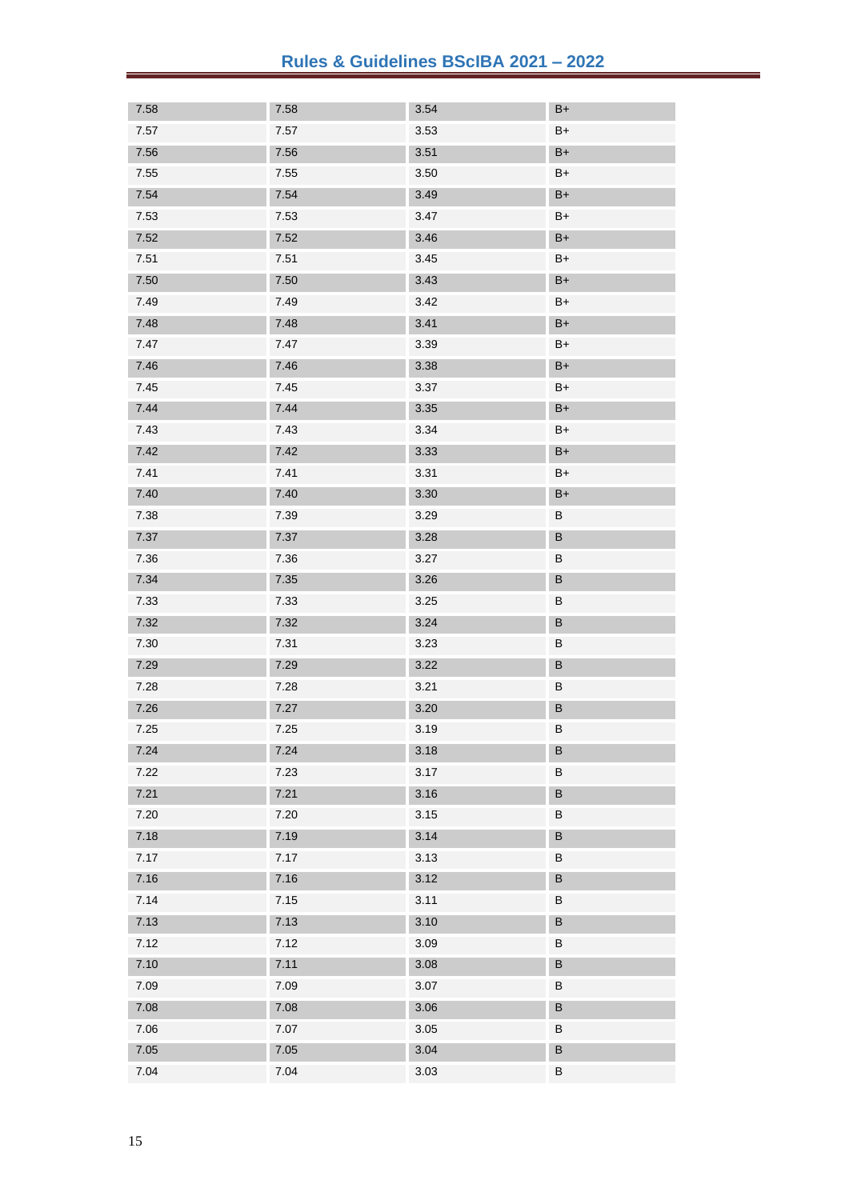| 7.58 | 7.58 | 3.54 | B+ |
|---|---|---|---|
| 7.57 | 7.57 | 3.53 | B+ |
| 7.56 | 7.56 | 3.51 | B+ |
| 7.55 | 7.55 | 3.50 | B+ |
| 7.54 | 7.54 | 3.49 | B+ |
| 7.53 | 7.53 | 3.47 | B+ |
| 7.52 | 7.52 | 3.46 | B+ |
| 7.51 | 7.51 | 3.45 | B+ |
| 7.50 | 7.50 | 3.43 | B+ |
| 7.49 | 7.49 | 3.42 | B+ |
| 7.48 | 7.48 | 3.41 | B+ |
| 7.47 | 7.47 | 3.39 | B+ |
| 7.46 | 7.46 | 3.38 | B+ |
| 7.45 | 7.45 | 3.37 | B+ |
| 7.44 | 7.44 | 3.35 | B+ |
| 7.43 | 7.43 | 3.34 | B+ |
| 7.42 | 7.42 | 3.33 | B+ |
| 7.41 | 7.41 | 3.31 | B+ |
| 7.40 | 7.40 | 3.30 | B+ |
| 7.38 | 7.39 | 3.29 | B |
| 7.37 | 7.37 | 3.28 | B |
| 7.36 | 7.36 | 3.27 | B |
| 7.34 | 7.35 | 3.26 | B |
| 7.33 | 7.33 | 3.25 | B |
| 7.32 | 7.32 | 3.24 | B |
| 7.30 | 7.31 | 3.23 | B |
| 7.29 | 7.29 | 3.22 | B |
| 7.28 | 7.28 | 3.21 | B |
| 7.26 | 7.27 | 3.20 | B |
| 7.25 | 7.25 | 3.19 | B |
| 7.24 | 7.24 | 3.18 | B |
| 7.22 | 7.23 | 3.17 | B |
| 7.21 | 7.21 | 3.16 | B |
| 7.20 | 7.20 | 3.15 | B |
| 7.18 | 7.19 | 3.14 | B |
| 7.17 | 7.17 | 3.13 | B |
| 7.16 | 7.16 | 3.12 | B |
| 7.14 | 7.15 | 3.11 | B |
| 7.13 | 7.13 | 3.10 | B |
| 7.12 | 7.12 | 3.09 | B |
| 7.10 | 7.11 | 3.08 | B |
| 7.09 | 7.09 | 3.07 | B |
| 7.08 | 7.08 | 3.06 | B |
| 7.06 | 7.07 | 3.05 | B |
| 7.05 | 7.05 | 3.04 | B |
| 7.04 | 7.04 | 3.03 | B |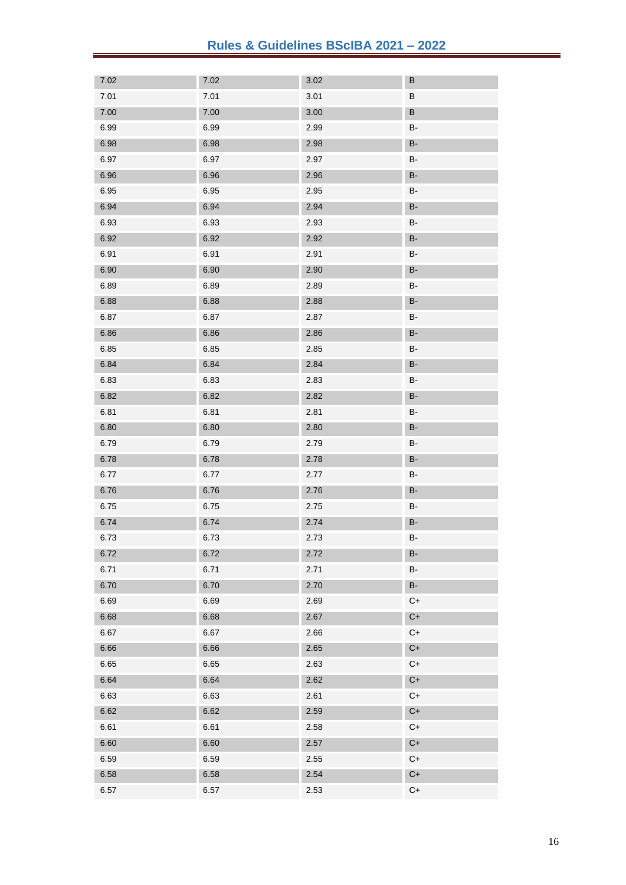| | | | |
|---|---|---|---|
| 7.02 | 7.02 | 3.02 | B |
| 7.01 | 7.01 | 3.01 | B |
| 7.00 | 7.00 | 3.00 | B |
| 6.99 | 6.99 | 2.99 | B- |
| 6.98 | 6.98 | 2.98 | B- |
| 6.97 | 6.97 | 2.97 | B- |
| 6.96 | 6.96 | 2.96 | B- |
| 6.95 | 6.95 | 2.95 | B- |
| 6.94 | 6.94 | 2.94 | B- |
| 6.93 | 6.93 | 2.93 | B- |
| 6.92 | 6.92 | 2.92 | B- |
| 6.91 | 6.91 | 2.91 | B- |
| 6.90 | 6.90 | 2.90 | B- |
| 6.89 | 6.89 | 2.89 | B- |
| 6.88 | 6.88 | 2.88 | B- |
| 6.87 | 6.87 | 2.87 | B- |
| 6.86 | 6.86 | 2.86 | B- |
| 6.85 | 6.85 | 2.85 | B- |
| 6.84 | 6.84 | 2.84 | B- |
| 6.83 | 6.83 | 2.83 | B- |
| 6.82 | 6.82 | 2.82 | B- |
| 6.81 | 6.81 | 2.81 | B- |
| 6.80 | 6.80 | 2.80 | B- |
| 6.79 | 6.79 | 2.79 | B- |
| 6.78 | 6.78 | 2.78 | B- |
| 6.77 | 6.77 | 2.77 | B- |
| 6.76 | 6.76 | 2.76 | B- |
| 6.75 | 6.75 | 2.75 | B- |
| 6.74 | 6.74 | 2.74 | B- |
| 6.73 | 6.73 | 2.73 | B- |
| 6.72 | 6.72 | 2.72 | B- |
| 6.71 | 6.71 | 2.71 | B- |
| 6.70 | 6.70 | 2.70 | B- |
| 6.69 | 6.69 | 2.69 | C+ |
| 6.68 | 6.68 | 2.67 | C+ |
| 6.67 | 6.67 | 2.66 | C+ |
| 6.66 | 6.66 | 2.65 | C+ |
| 6.65 | 6.65 | 2.63 | C+ |
| 6.64 | 6.64 | 2.62 | C+ |
| 6.63 | 6.63 | 2.61 | C+ |
| 6.62 | 6.62 | 2.59 | C+ |
| 6.61 | 6.61 | 2.58 | C+ |
| 6.60 | 6.60 | 2.57 | C+ |
| 6.59 | 6.59 | 2.55 | C+ |
| 6.58 | 6.58 | 2.54 | C+ |
| 6.57 | 6.57 | 2.53 | C+ |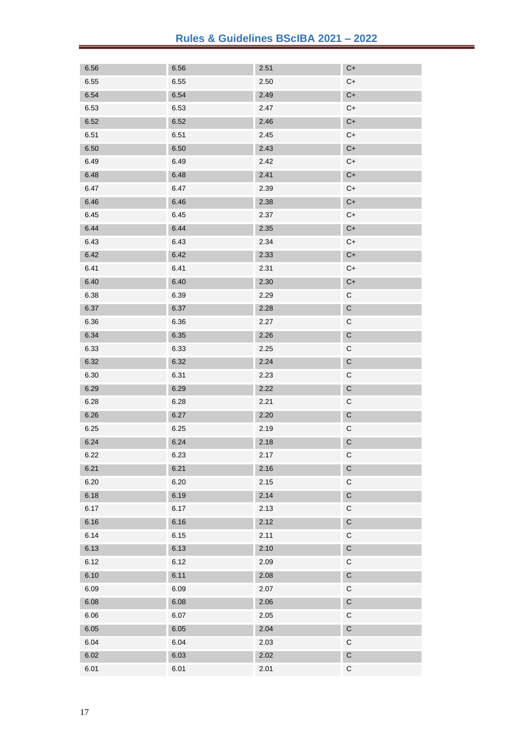| | | | |
|---|---|---|---|
| 6.56 | 6.56 | 2.51 | C+ |
| 6.55 | 6.55 | 2.50 | C+ |
| 6.54 | 6.54 | 2.49 | C+ |
| 6.53 | 6.53 | 2.47 | C+ |
| 6.52 | 6.52 | 2.46 | C+ |
| 6.51 | 6.51 | 2.45 | C+ |
| 6.50 | 6.50 | 2.43 | C+ |
| 6.49 | 6.49 | 2.42 | C+ |
| 6.48 | 6.48 | 2.41 | C+ |
| 6.47 | 6.47 | 2.39 | C+ |
| 6.46 | 6.46 | 2.38 | C+ |
| 6.45 | 6.45 | 2.37 | C+ |
| 6.44 | 6.44 | 2.35 | C+ |
| 6.43 | 6.43 | 2.34 | C+ |
| 6.42 | 6.42 | 2.33 | C+ |
| 6.41 | 6.41 | 2.31 | C+ |
| 6.40 | 6.40 | 2.30 | C+ |
| 6.38 | 6.39 | 2.29 | C |
| 6.37 | 6.37 | 2.28 | C |
| 6.36 | 6.36 | 2.27 | C |
| 6.34 | 6.35 | 2.26 | C |
| 6.33 | 6.33 | 2.25 | C |
| 6.32 | 6.32 | 2.24 | C |
| 6.30 | 6.31 | 2.23 | C |
| 6.29 | 6.29 | 2.22 | C |
| 6.28 | 6.28 | 2.21 | C |
| 6.26 | 6.27 | 2.20 | C |
| 6.25 | 6.25 | 2.19 | C |
| 6.24 | 6.24 | 2.18 | C |
| 6.22 | 6.23 | 2.17 | C |
| 6.21 | 6.21 | 2.16 | C |
| 6.20 | 6.20 | 2.15 | C |
| 6.18 | 6.19 | 2.14 | C |
| 6.17 | 6.17 | 2.13 | C |
| 6.16 | 6.16 | 2.12 | C |
| 6.14 | 6.15 | 2.11 | C |
| 6.13 | 6.13 | 2.10 | C |
| 6.12 | 6.12 | 2.09 | C |
| 6.10 | 6.11 | 2.08 | C |
| 6.09 | 6.09 | 2.07 | C |
| 6.08 | 6.08 | 2.06 | C |
| 6.06 | 6.07 | 2.05 | C |
| 6.05 | 6.05 | 2.04 | C |
| 6.04 | 6.04 | 2.03 | C |
| 6.02 | 6.03 | 2.02 | C |
| 6.01 | 6.01 | 2.01 | C |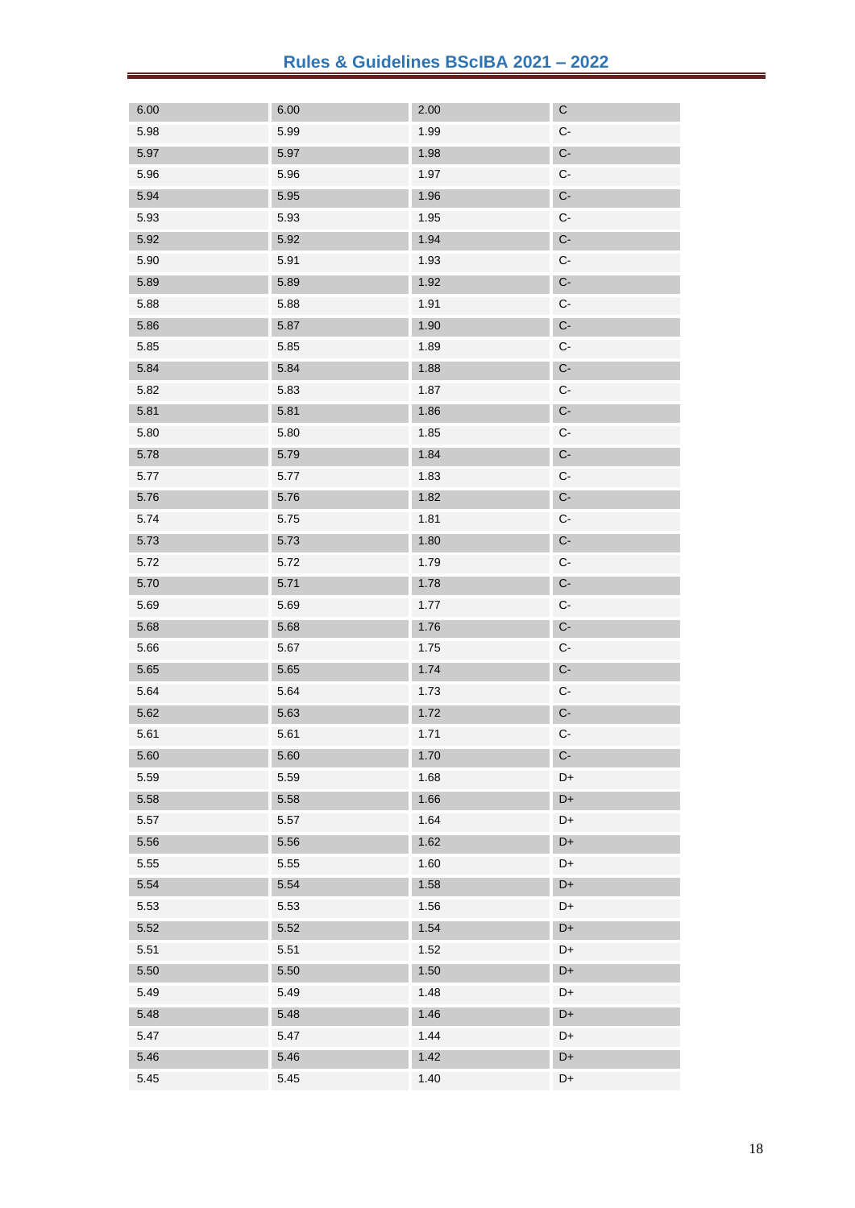| 6.00 | 6.00 | 2.00 | C |
|---|---|---|---|
| 5.98 | 5.99 | 1.99 | C- |
| 5.97 | 5.97 | 1.98 | C- |
| 5.96 | 5.96 | 1.97 | C- |
| 5.94 | 5.95 | 1.96 | C- |
| 5.93 | 5.93 | 1.95 | C- |
| 5.92 | 5.92 | 1.94 | C- |
| 5.90 | 5.91 | 1.93 | C- |
| 5.89 | 5.89 | 1.92 | C- |
| 5.88 | 5.88 | 1.91 | C- |
| 5.86 | 5.87 | 1.90 | C- |
| 5.85 | 5.85 | 1.89 | C- |
| 5.84 | 5.84 | 1.88 | C- |
| 5.82 | 5.83 | 1.87 | C- |
| 5.81 | 5.81 | 1.86 | C- |
| 5.80 | 5.80 | 1.85 | C- |
| 5.78 | 5.79 | 1.84 | C- |
| 5.77 | 5.77 | 1.83 | C- |
| 5.76 | 5.76 | 1.82 | C- |
| 5.74 | 5.75 | 1.81 | C- |
| 5.73 | 5.73 | 1.80 | C- |
| 5.72 | 5.72 | 1.79 | C- |
| 5.70 | 5.71 | 1.78 | C- |
| 5.69 | 5.69 | 1.77 | C- |
| 5.68 | 5.68 | 1.76 | C- |
| 5.66 | 5.67 | 1.75 | C- |
| 5.65 | 5.65 | 1.74 | C- |
| 5.64 | 5.64 | 1.73 | C- |
| 5.62 | 5.63 | 1.72 | C- |
| 5.61 | 5.61 | 1.71 | C- |
| 5.60 | 5.60 | 1.70 | C- |
| 5.59 | 5.59 | 1.68 | D+ |
| 5.58 | 5.58 | 1.66 | D+ |
| 5.57 | 5.57 | 1.64 | D+ |
| 5.56 | 5.56 | 1.62 | D+ |
| 5.55 | 5.55 | 1.60 | D+ |
| 5.54 | 5.54 | 1.58 | D+ |
| 5.53 | 5.53 | 1.56 | D+ |
| 5.52 | 5.52 | 1.54 | D+ |
| 5.51 | 5.51 | 1.52 | D+ |
| 5.50 | 5.50 | 1.50 | D+ |
| 5.49 | 5.49 | 1.48 | D+ |
| 5.48 | 5.48 | 1.46 | D+ |
| 5.47 | 5.47 | 1.44 | D+ |
| 5.46 | 5.46 | 1.42 | D+ |
| 5.45 | 5.45 | 1.40 | D+ |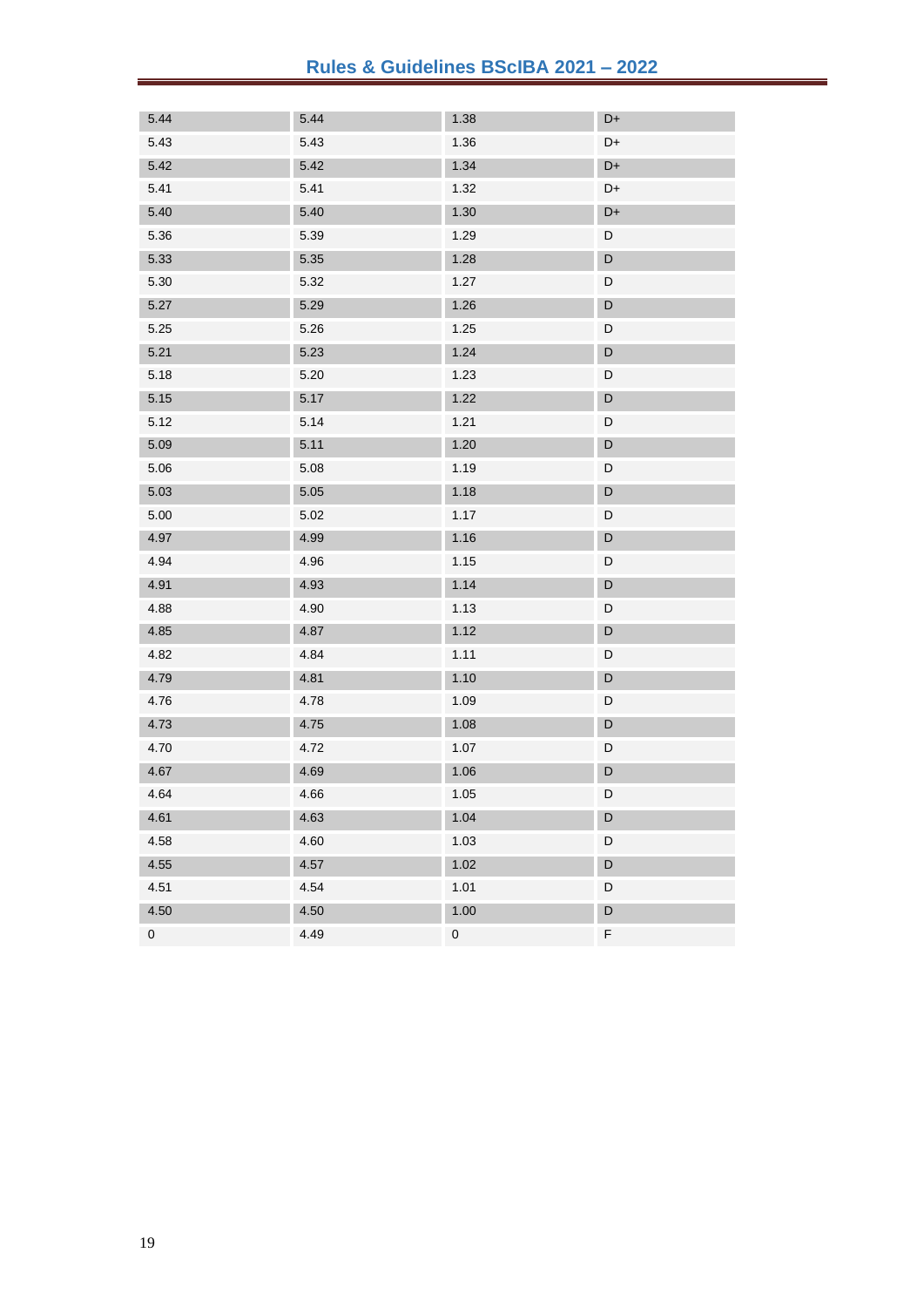| | | | |
|---|---|---|---|
| 5.44 | 5.44 | 1.38 | D+ |
| 5.43 | 5.43 | 1.36 | D+ |
| 5.42 | 5.42 | 1.34 | D+ |
| 5.41 | 5.41 | 1.32 | D+ |
| 5.40 | 5.40 | 1.30 | D+ |
| 5.36 | 5.39 | 1.29 | D |
| 5.33 | 5.35 | 1.28 | D |
| 5.30 | 5.32 | 1.27 | D |
| 5.27 | 5.29 | 1.26 | D |
| 5.25 | 5.26 | 1.25 | D |
| 5.21 | 5.23 | 1.24 | D |
| 5.18 | 5.20 | 1.23 | D |
| 5.15 | 5.17 | 1.22 | D |
| 5.12 | 5.14 | 1.21 | D |
| 5.09 | 5.11 | 1.20 | D |
| 5.06 | 5.08 | 1.19 | D |
| 5.03 | 5.05 | 1.18 | D |
| 5.00 | 5.02 | 1.17 | D |
| 4.97 | 4.99 | 1.16 | D |
| 4.94 | 4.96 | 1.15 | D |
| 4.91 | 4.93 | 1.14 | D |
| 4.88 | 4.90 | 1.13 | D |
| 4.85 | 4.87 | 1.12 | D |
| 4.82 | 4.84 | 1.11 | D |
| 4.79 | 4.81 | 1.10 | D |
| 4.76 | 4.78 | 1.09 | D |
| 4.73 | 4.75 | 1.08 | D |
| 4.70 | 4.72 | 1.07 | D |
| 4.67 | 4.69 | 1.06 | D |
| 4.64 | 4.66 | 1.05 | D |
| 4.61 | 4.63 | 1.04 | D |
| 4.58 | 4.60 | 1.03 | D |
| 4.55 | 4.57 | 1.02 | D |
| 4.51 | 4.54 | 1.01 | D |
| 4.50 | 4.50 | 1.00 | D |
| 0 | 4.49 | 0 | F |